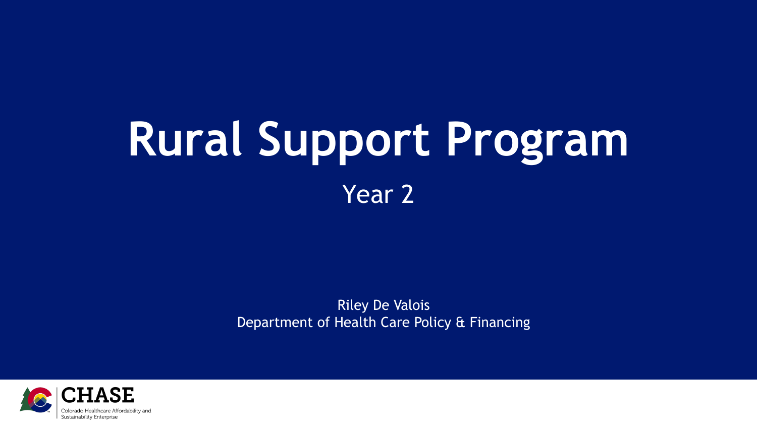# Rural Support Program

## Year 2

Riley De Valois
Department of Health Care Policy & Financing

CHASE
Colorado Healthcare Affordability and Sustainability Enterprise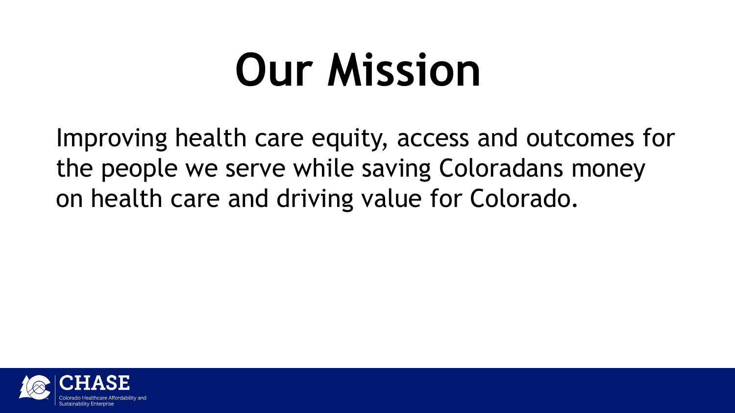# Our Mission

Improving health care equity, access and outcomes for the people we serve while saving Coloradans money on health care and driving value for Colorado.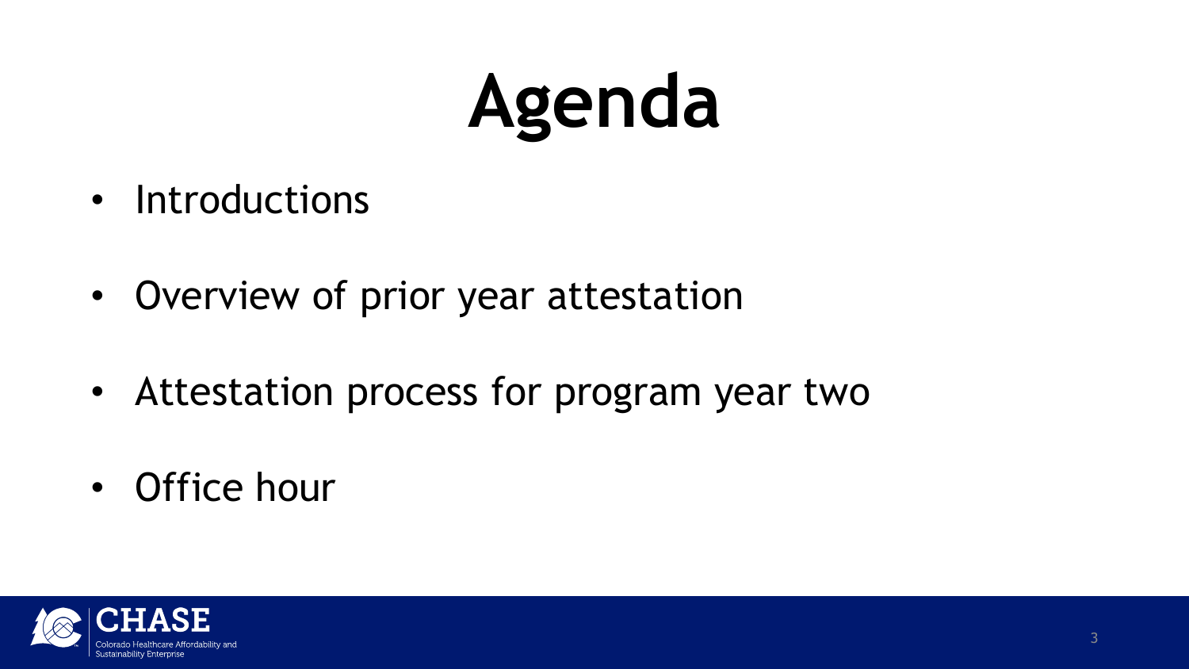# Agenda

- Introductions
- Overview of prior year attestation
- Attestation process for program year two
- Office hour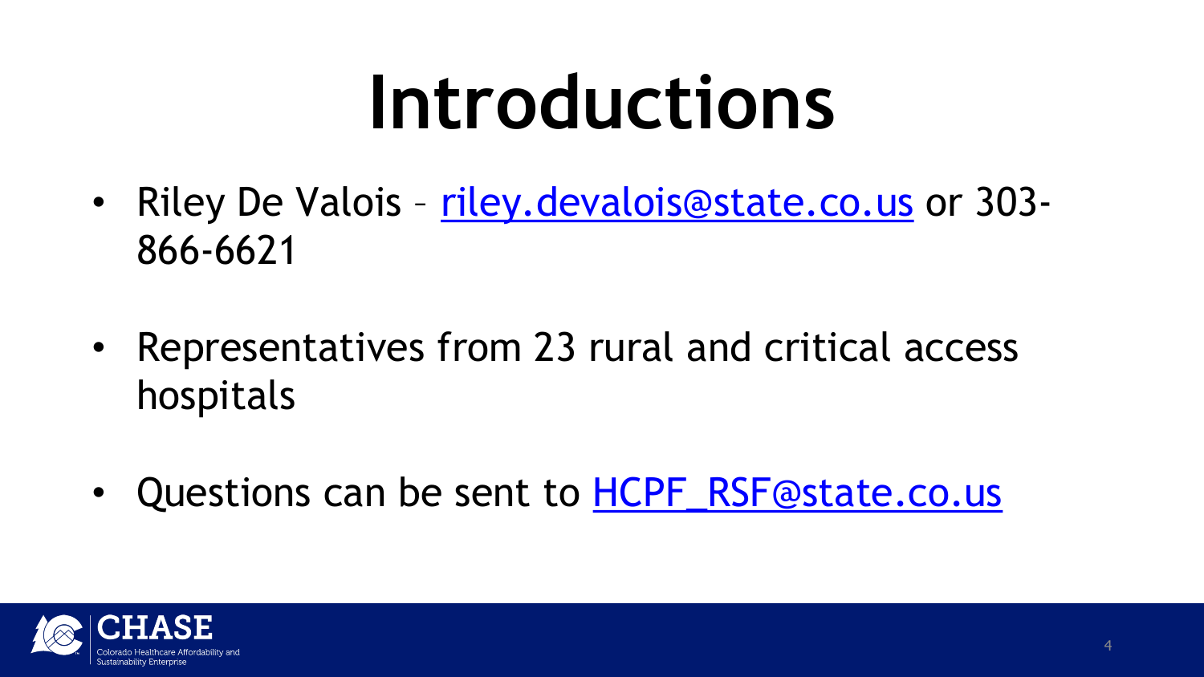# Introductions

- Riley De Valois – riley.devalois@state.co.us or 303-866-6621
- Representatives from 23 rural and critical access hospitals
- Questions can be sent to HCPF_RSF@state.co.us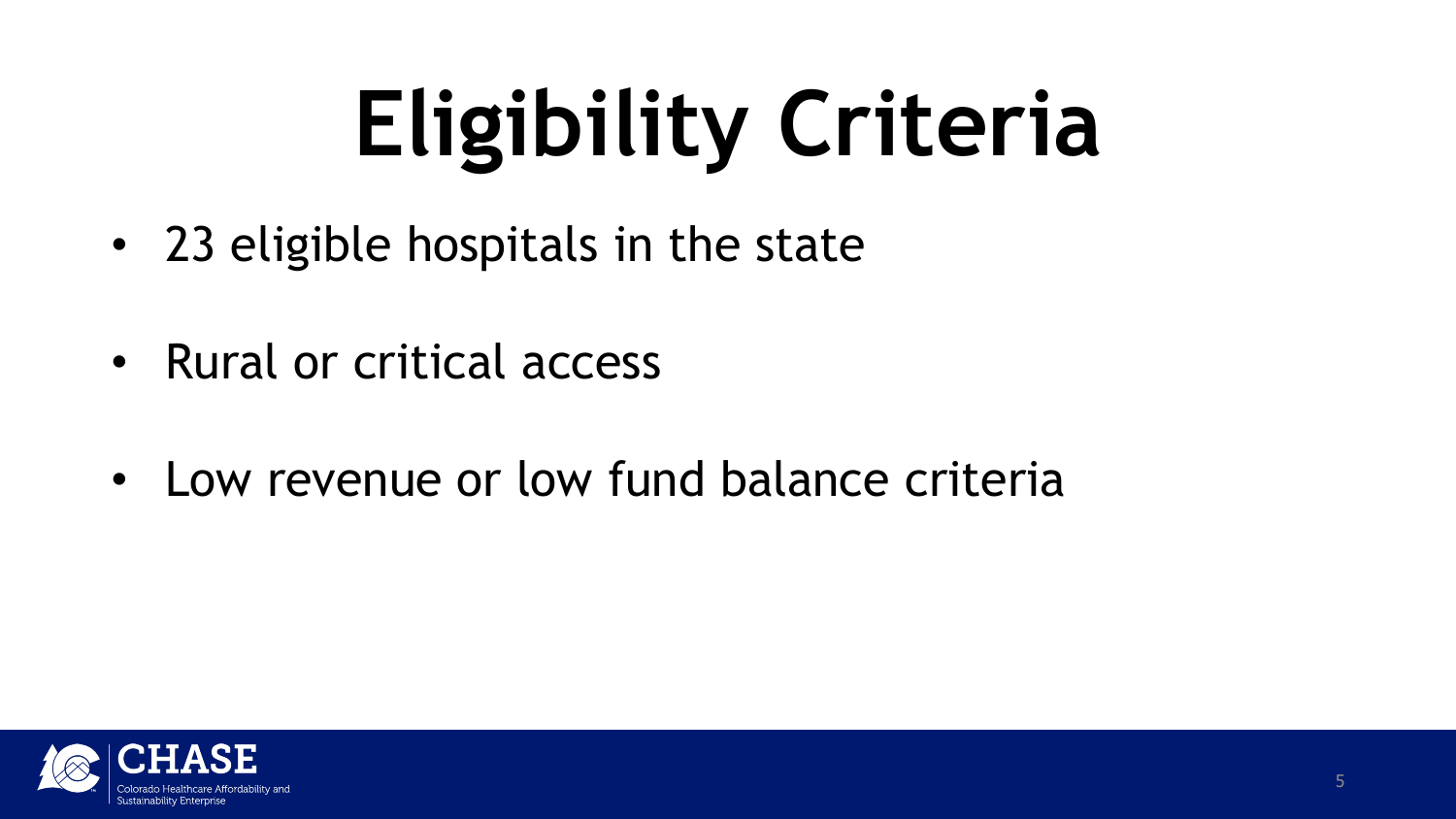# Eligibility Criteria

- 23 eligible hospitals in the state
- Rural or critical access
- Low revenue or low fund balance criteria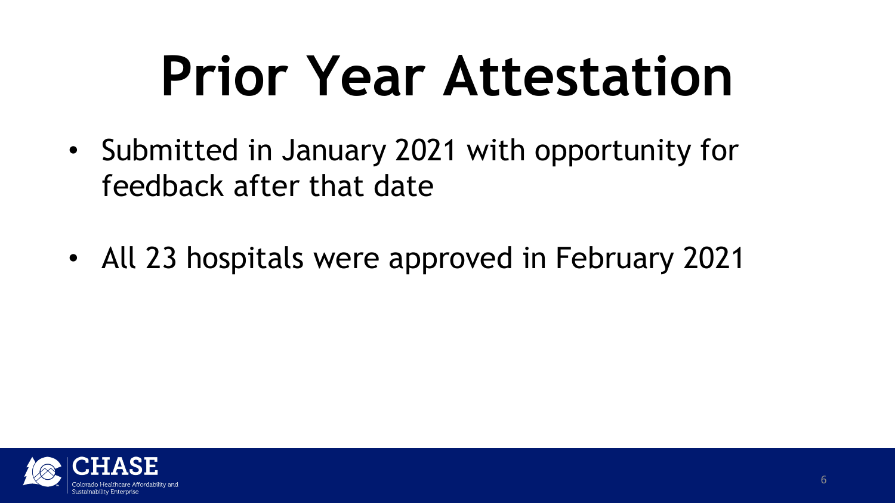# Prior Year Attestation

- Submitted in January 2021 with opportunity for feedback after that date
- All 23 hospitals were approved in February 2021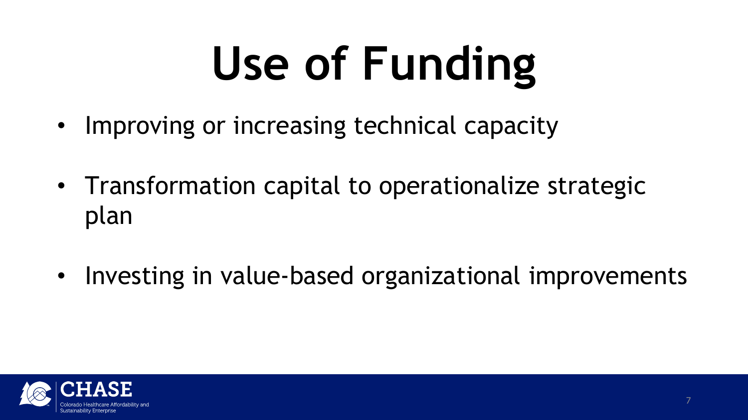# Use of Funding

- Improving or increasing technical capacity
- Transformation capital to operationalize strategic plan
- Investing in value-based organizational improvements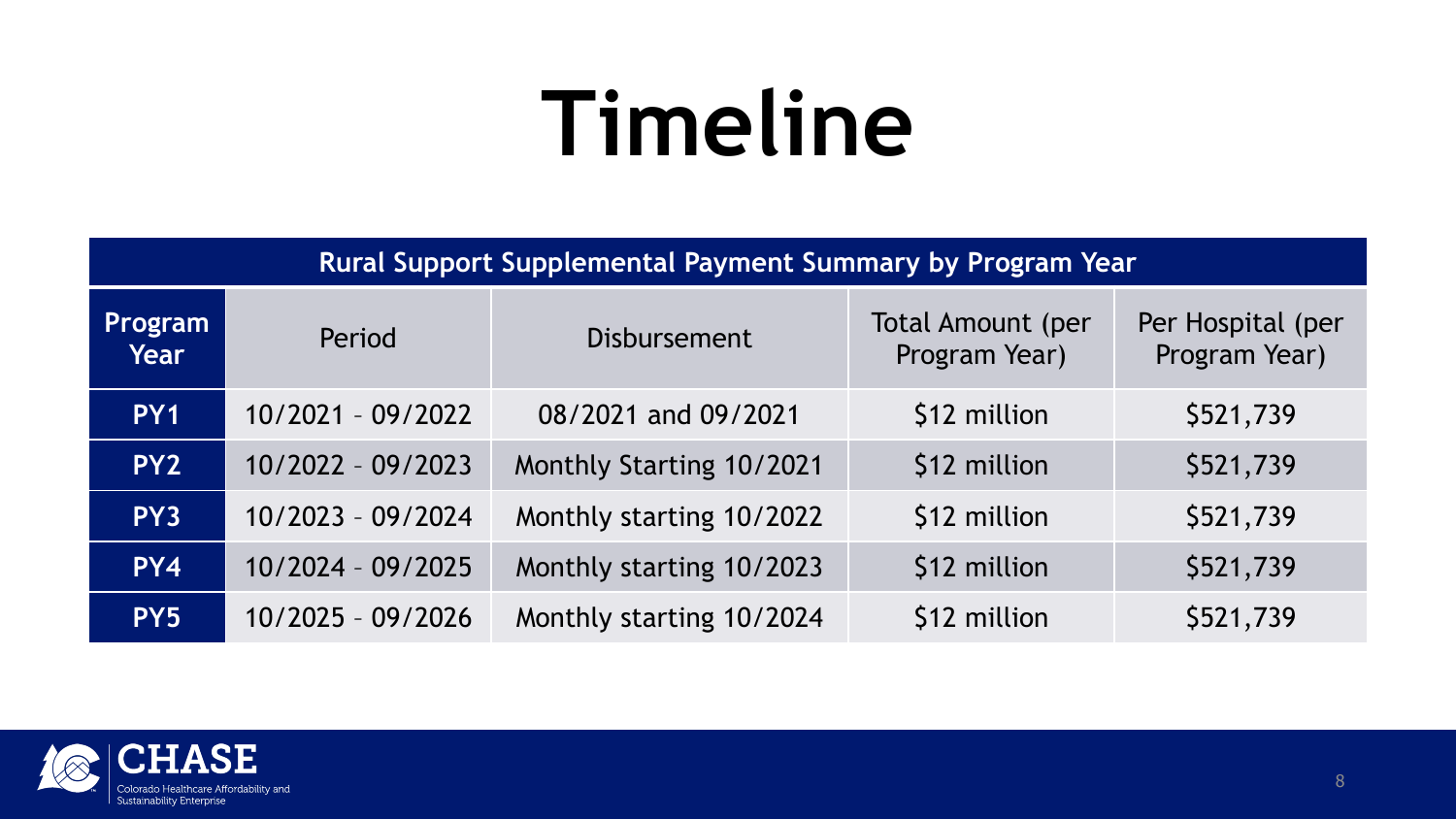# Timeline

| Rural Support Supplemental Payment Summary by Program Year | | | | |
|---|---|---|---|---|
| **Program Year** | Period | Disbursement | Total Amount (per Program Year) | Per Hospital (per Program Year) |
| **PY1** | 10/2021 – 09/2022 | 08/2021 and 09/2021 | $12 million | $521,739 |
| **PY2** | 10/2022 – 09/2023 | Monthly Starting 10/2021 | $12 million | $521,739 |
| **PY3** | 10/2023 – 09/2024 | Monthly starting 10/2022 | $12 million | $521,739 |
| **PY4** | 10/2024 – 09/2025 | Monthly starting 10/2023 | $12 million | $521,739 |
| **PY5** | 10/2025 – 09/2026 | Monthly starting 10/2024 | $12 million | $521,739 |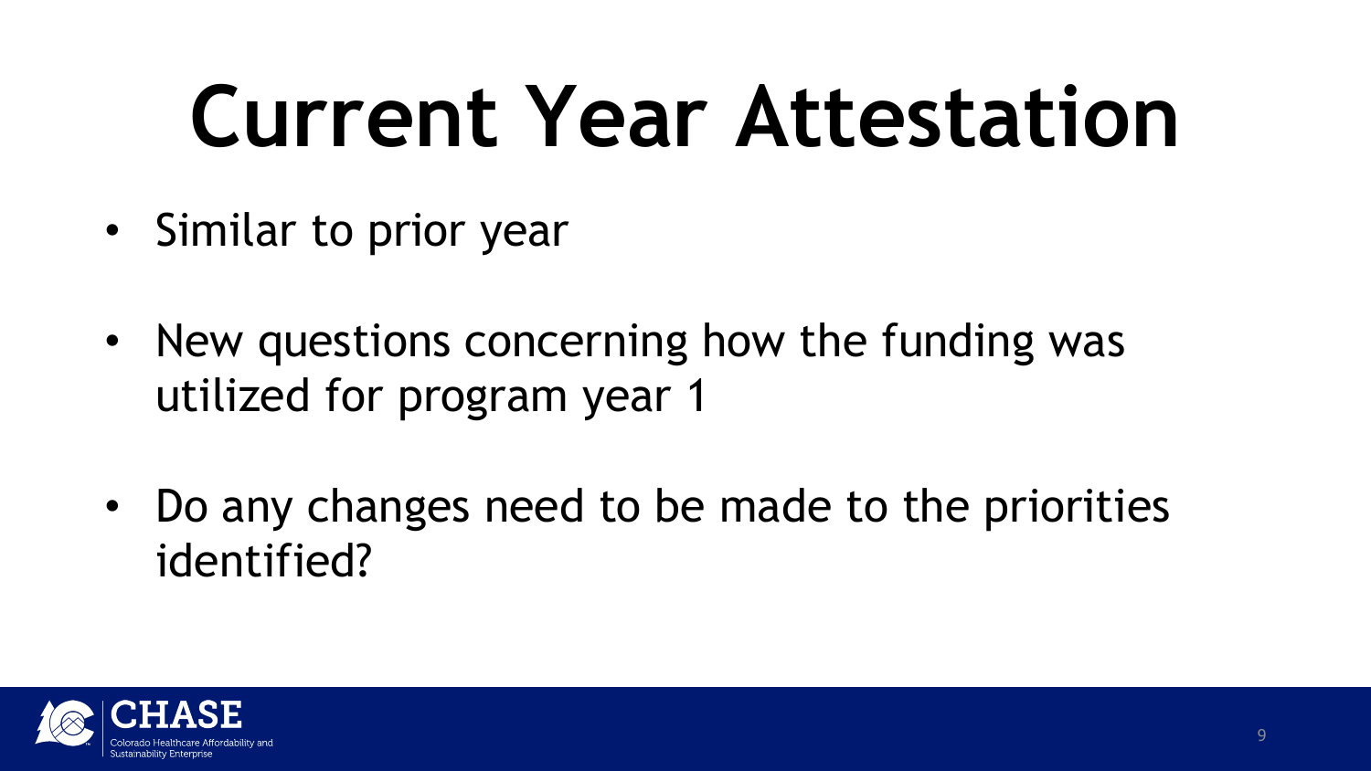# Current Year Attestation

- Similar to prior year
- New questions concerning how the funding was utilized for program year 1
- Do any changes need to be made to the priorities identified?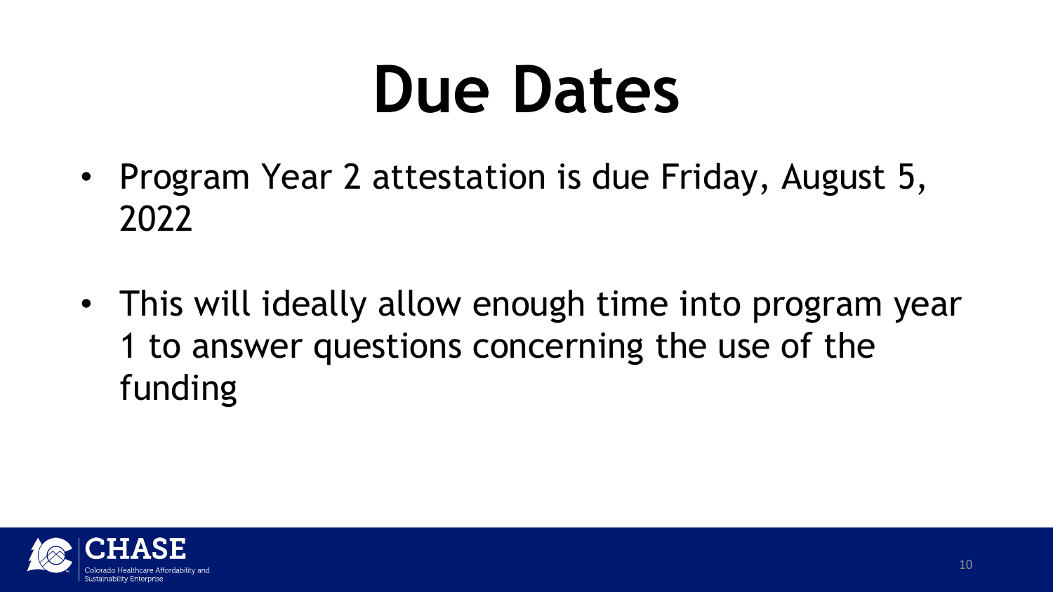# Due Dates

- Program Year 2 attestation is due Friday, August 5, 2022
- This will ideally allow enough time into program year 1 to answer questions concerning the use of the funding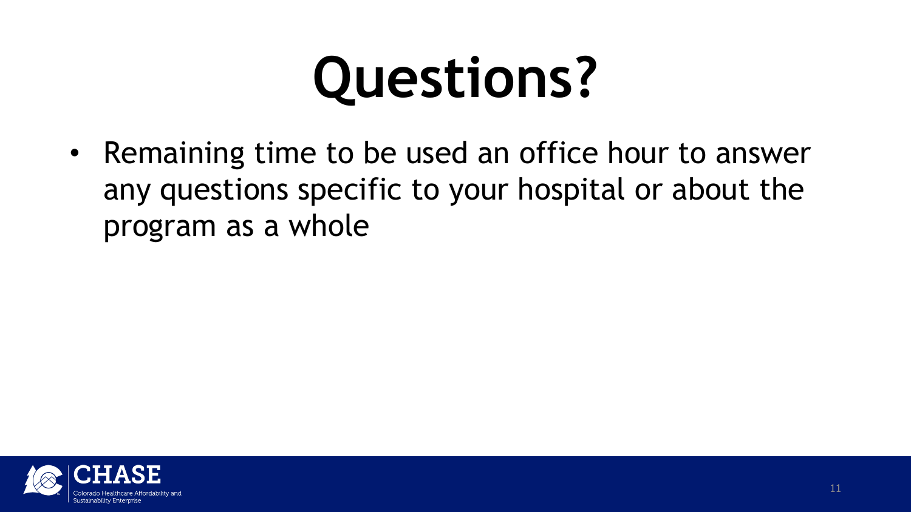# Questions?

- Remaining time to be used an office hour to answer any questions specific to your hospital or about the program as a whole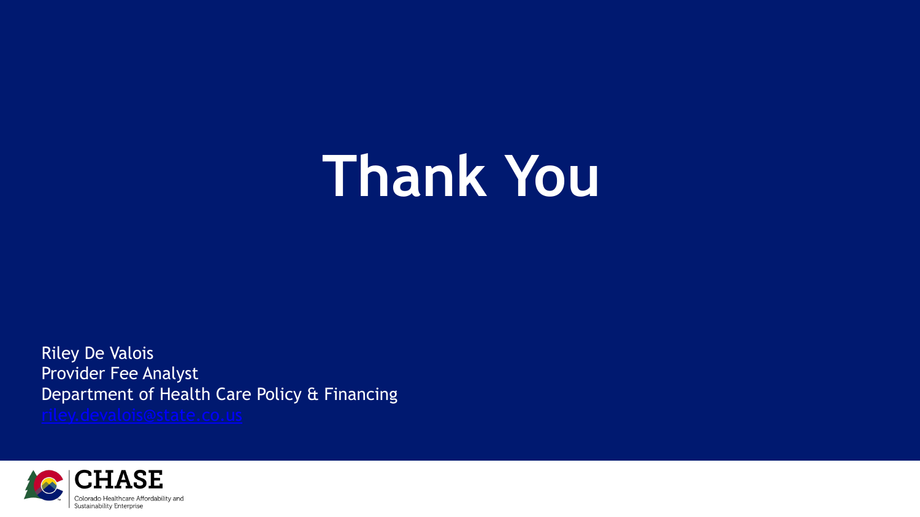# Thank You

Riley De Valois
Provider Fee Analyst
Department of Health Care Policy & Financing
riley.devalois@state.co.us

CHASE
Colorado Healthcare Affordability and Sustainability Enterprise